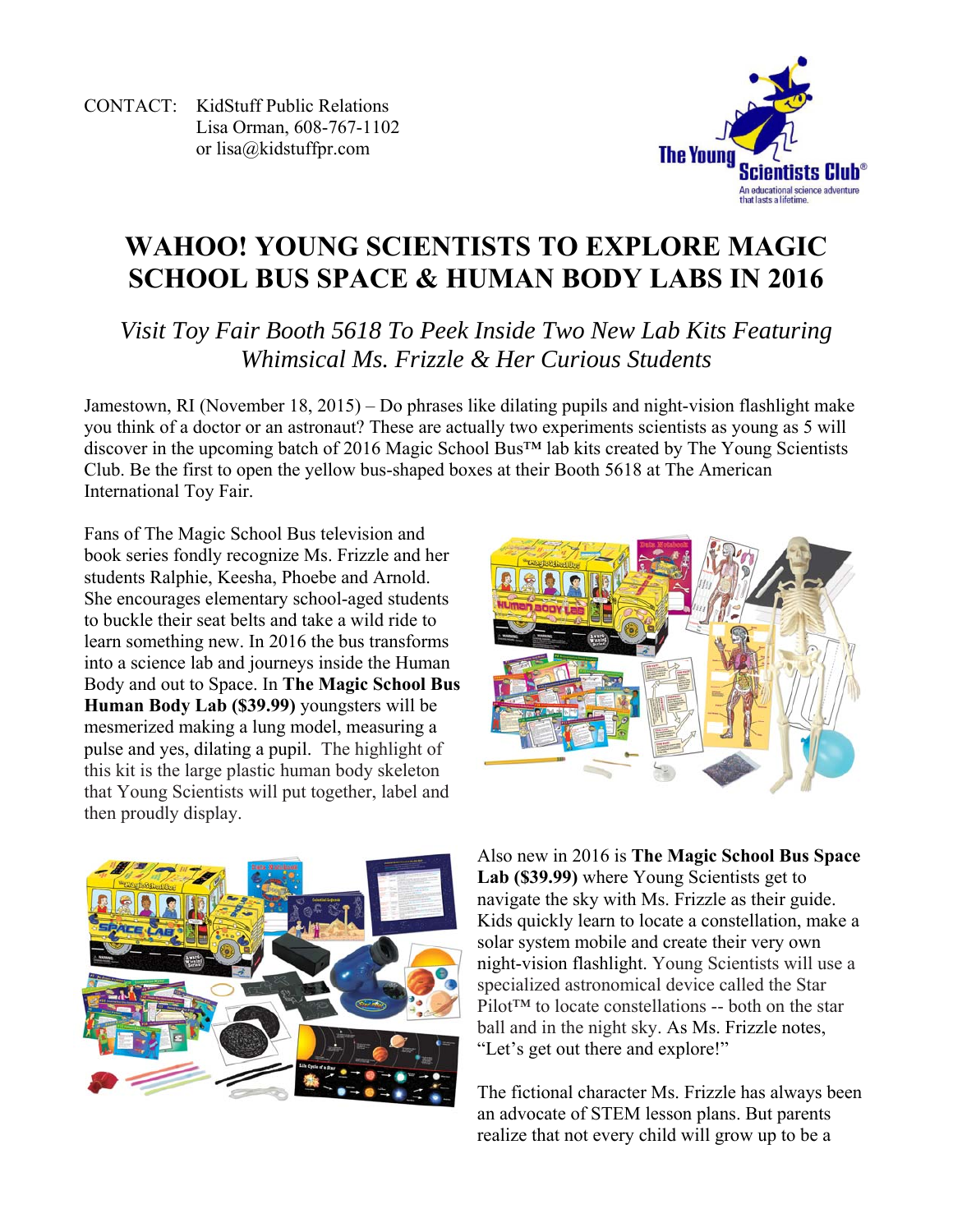CONTACT: KidStuff Public Relations
Lisa Orman, 608-767-1102
or lisa@kidstuffpr.com

# WAHOO! YOUNG SCIENTISTS TO EXPLORE MAGIC SCHOOL BUS SPACE & HUMAN BODY LABS IN 2016

## *Visit Toy Fair Booth 5618 To Peek Inside Two New Lab Kits Featuring Whimsical Ms. Frizzle & Her Curious Students*

Jamestown, RI (November 18, 2015) – Do phrases like dilating pupils and night-vision flashlight make you think of a doctor or an astronaut? These are actually two experiments scientists as young as 5 will discover in the upcoming batch of 2016 Magic School Bus™ lab kits created by The Young Scientists Club. Be the first to open the yellow bus-shaped boxes at their Booth 5618 at The American International Toy Fair.

Fans of The Magic School Bus television and book series fondly recognize Ms. Frizzle and her students Ralphie, Keesha, Phoebe and Arnold. She encourages elementary school-aged students to buckle their seat belts and take a wild ride to learn something new. In 2016 the bus transforms into a science lab and journeys inside the Human Body and out to Space. In **The Magic School Bus Human Body Lab ($39.99)** youngsters will be mesmerized making a lung model, measuring a pulse and yes, dilating a pupil. The highlight of this kit is the large plastic human body skeleton that Young Scientists will put together, label and then proudly display.

Also new in 2016 is **The Magic School Bus Space Lab ($39.99)** where Young Scientists get to navigate the sky with Ms. Frizzle as their guide. Kids quickly learn to locate a constellation, make a solar system mobile and create their very own night-vision flashlight. Young Scientists will use a specialized astronomical device called the Star Pilot™ to locate constellations -- both on the star ball and in the night sky. As Ms. Frizzle notes, "Let's get out there and explore!"

The fictional character Ms. Frizzle has always been an advocate of STEM lesson plans. But parents realize that not every child will grow up to be a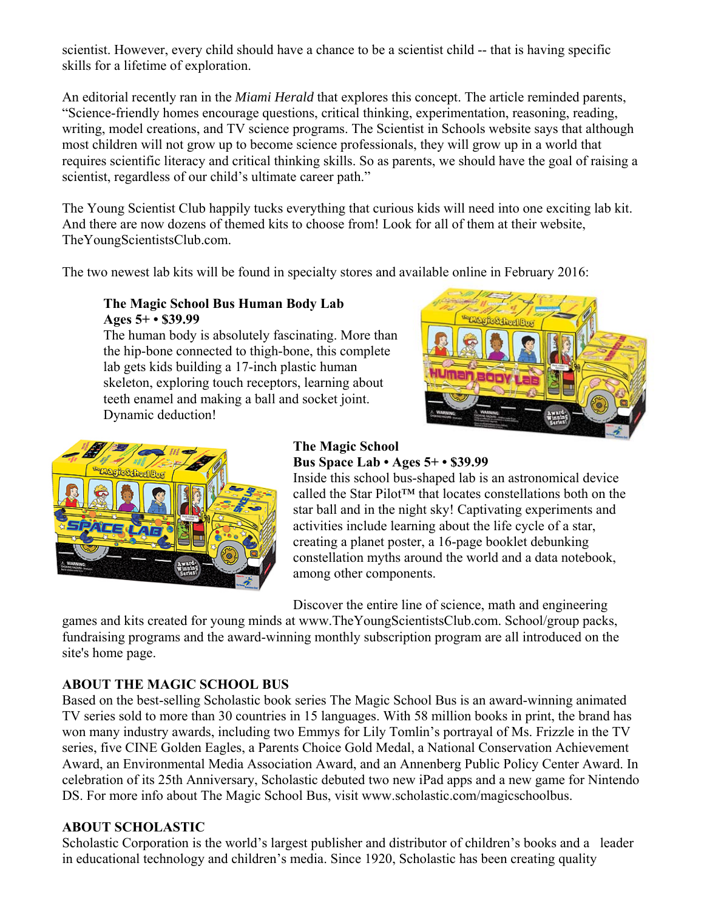scientist. However, every child should have a chance to be a scientist child -- that is having specific skills for a lifetime of exploration.

An editorial recently ran in the *Miami Herald* that explores this concept. The article reminded parents, “Science-friendly homes encourage questions, critical thinking, experimentation, reasoning, reading, writing, model creations, and TV science programs. The Scientist in Schools website says that although most children will not grow up to become science professionals, they will grow up in a world that requires scientific literacy and critical thinking skills. So as parents, we should have the goal of raising a scientist, regardless of our child’s ultimate career path.”

The Young Scientist Club happily tucks everything that curious kids will need into one exciting lab kit. And there are now dozens of themed kits to choose from! Look for all of them at their website, TheYoungScientistsClub.com.

The two newest lab kits will be found in specialty stores and available online in February 2016:

**The Magic School Bus Human Body Lab**
**Ages 5+ • $39.99**
The human body is absolutely fascinating. More than the hip-bone connected to thigh-bone, this complete lab gets kids building a 17-inch plastic human skeleton, exploring touch receptors, learning about teeth enamel and making a ball and socket joint. Dynamic deduction!

**The Magic School Bus Space Lab • Ages 5+ • $39.99**
Inside this school bus-shaped lab is an astronomical device called the Star Pilot™ that locates constellations both on the star ball and in the night sky! Captivating experiments and activities include learning about the life cycle of a star, creating a planet poster, a 16-page booklet debunking constellation myths around the world and a data notebook, among other components.

Discover the entire line of science, math and engineering games and kits created for young minds at www.TheYoungScientistsClub.com. School/group packs, fundraising programs and the award-winning monthly subscription program are all introduced on the site's home page.

**ABOUT THE MAGIC SCHOOL BUS**
Based on the best-selling Scholastic book series The Magic School Bus is an award-winning animated TV series sold to more than 30 countries in 15 languages. With 58 million books in print, the brand has won many industry awards, including two Emmys for Lily Tomlin’s portrayal of Ms. Frizzle in the TV series, five CINE Golden Eagles, a Parents Choice Gold Medal, a National Conservation Achievement Award, an Environmental Media Association Award, and an Annenberg Public Policy Center Award. In celebration of its 25th Anniversary, Scholastic debuted two new iPad apps and a new game for Nintendo DS. For more info about The Magic School Bus, visit www.scholastic.com/magicschoolbus.

**ABOUT SCHOLASTIC**
Scholastic Corporation is the world’s largest publisher and distributor of children’s books and a leader in educational technology and children’s media. Since 1920, Scholastic has been creating quality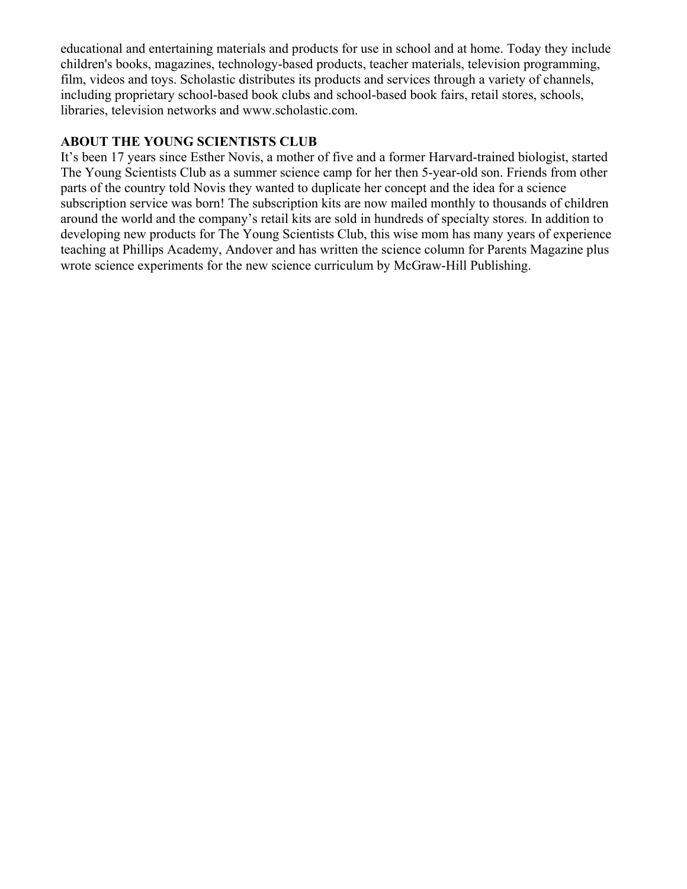educational and entertaining materials and products for use in school and at home. Today they include children's books, magazines, technology-based products, teacher materials, television programming, film, videos and toys. Scholastic distributes its products and services through a variety of channels, including proprietary school-based book clubs and school-based book fairs, retail stores, schools, libraries, television networks and www.scholastic.com.

**ABOUT THE YOUNG SCIENTISTS CLUB**

It's been 17 years since Esther Novis, a mother of five and a former Harvard-trained biologist, started The Young Scientists Club as a summer science camp for her then 5-year-old son. Friends from other parts of the country told Novis they wanted to duplicate her concept and the idea for a science subscription service was born! The subscription kits are now mailed monthly to thousands of children around the world and the company's retail kits are sold in hundreds of specialty stores. In addition to developing new products for The Young Scientists Club, this wise mom has many years of experience teaching at Phillips Academy, Andover and has written the science column for Parents Magazine plus wrote science experiments for the new science curriculum by McGraw-Hill Publishing.